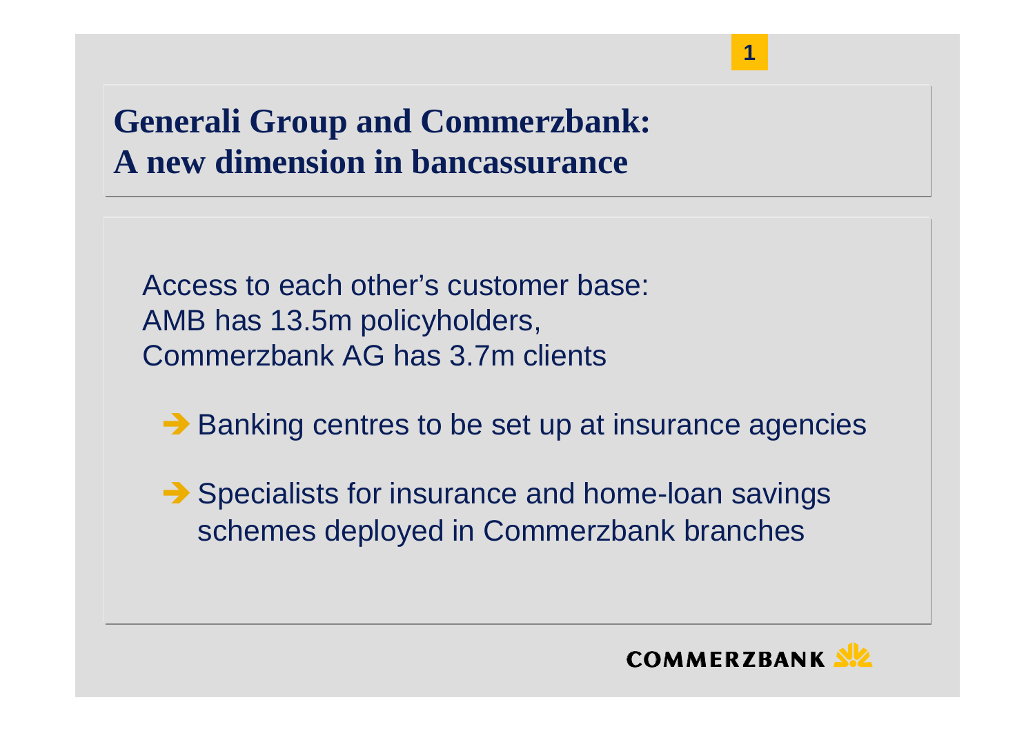# Generali Group and Commerzbank: A new dimension in bancassurance

Access to each other's customer base:
AMB has 13.5m policyholders,
Commerzbank AG has 3.7m clients

➔ Banking centres to be set up at insurance agencies

➔ Specialists for insurance and home-loan savings schemes deployed in Commerzbank branches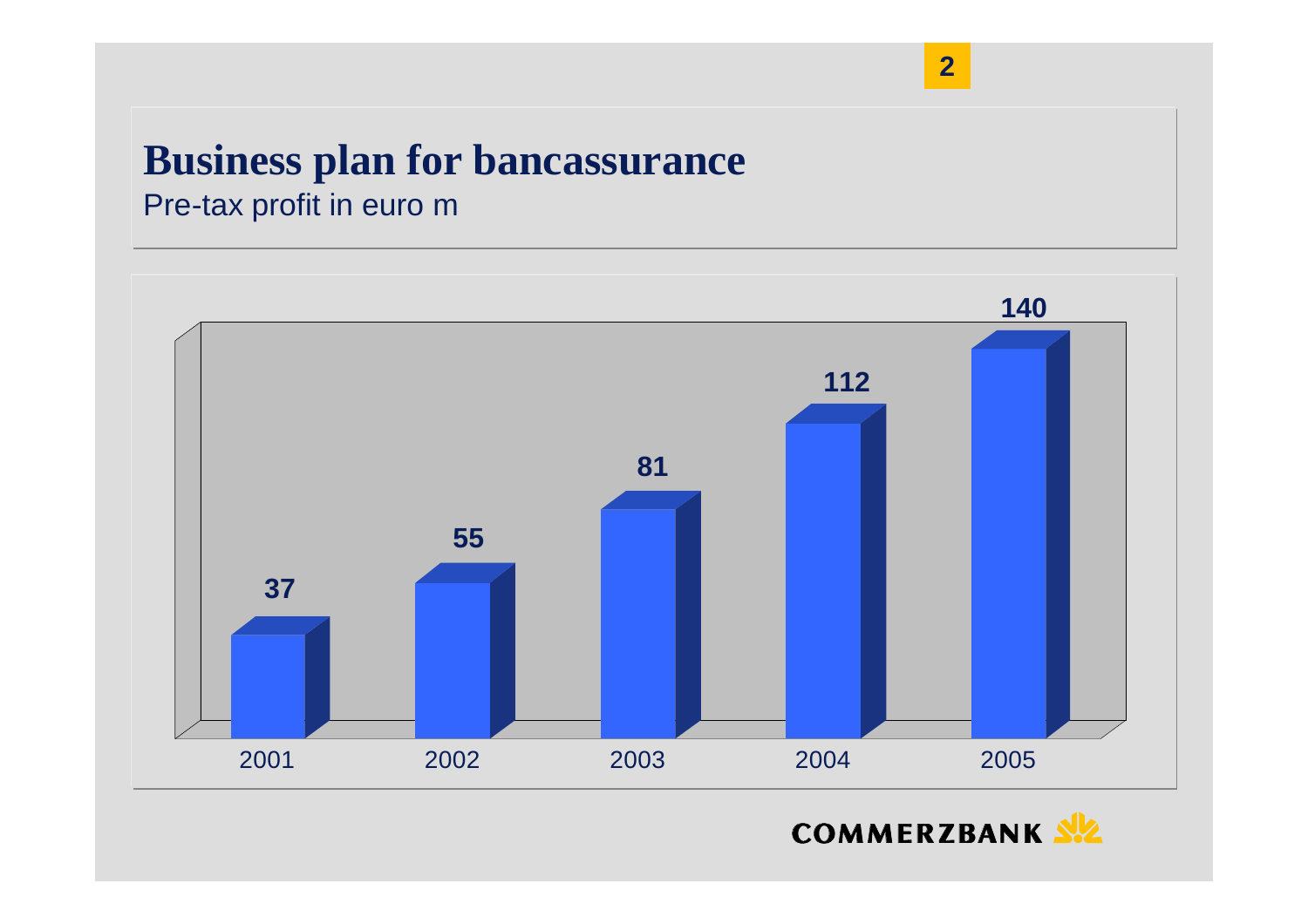# Business plan for bancassurance

Pre-tax profit in euro m

| 2001 | 2002 | 2003 | 2004 | 2005 |
| --- | --- | --- | --- | --- |
| 37 | 55 | 81 | 112 | 140 |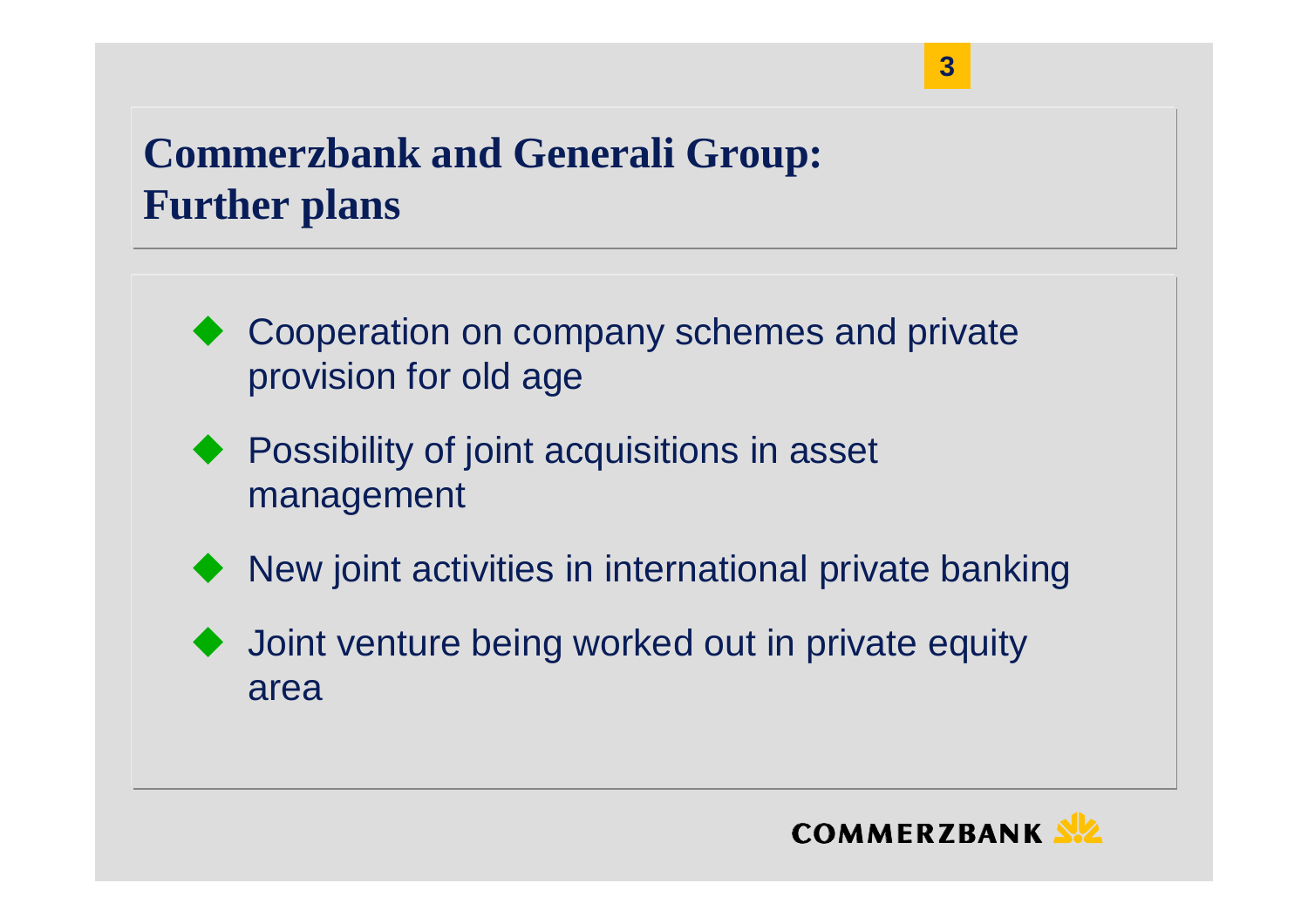# Commerzbank and Generali Group: Further plans

- Cooperation on company schemes and private provision for old age
- Possibility of joint acquisitions in asset management
- New joint activities in international private banking
- Joint venture being worked out in private equity area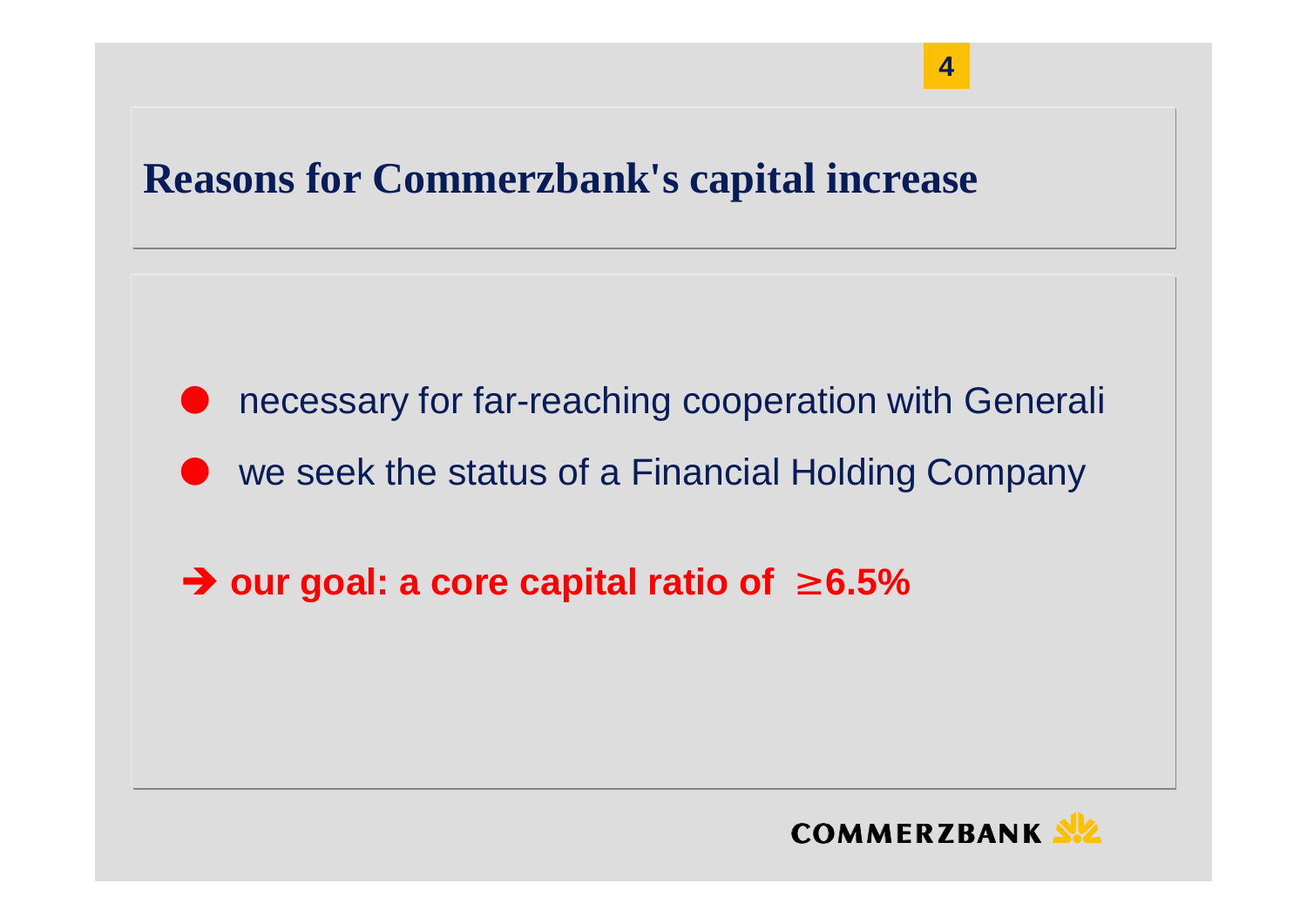# Reasons for Commerzbank's capital increase

- necessary for far-reaching cooperation with Generali
- we seek the status of a Financial Holding Company

➔ **our goal: a core capital ratio of ≥6.5%**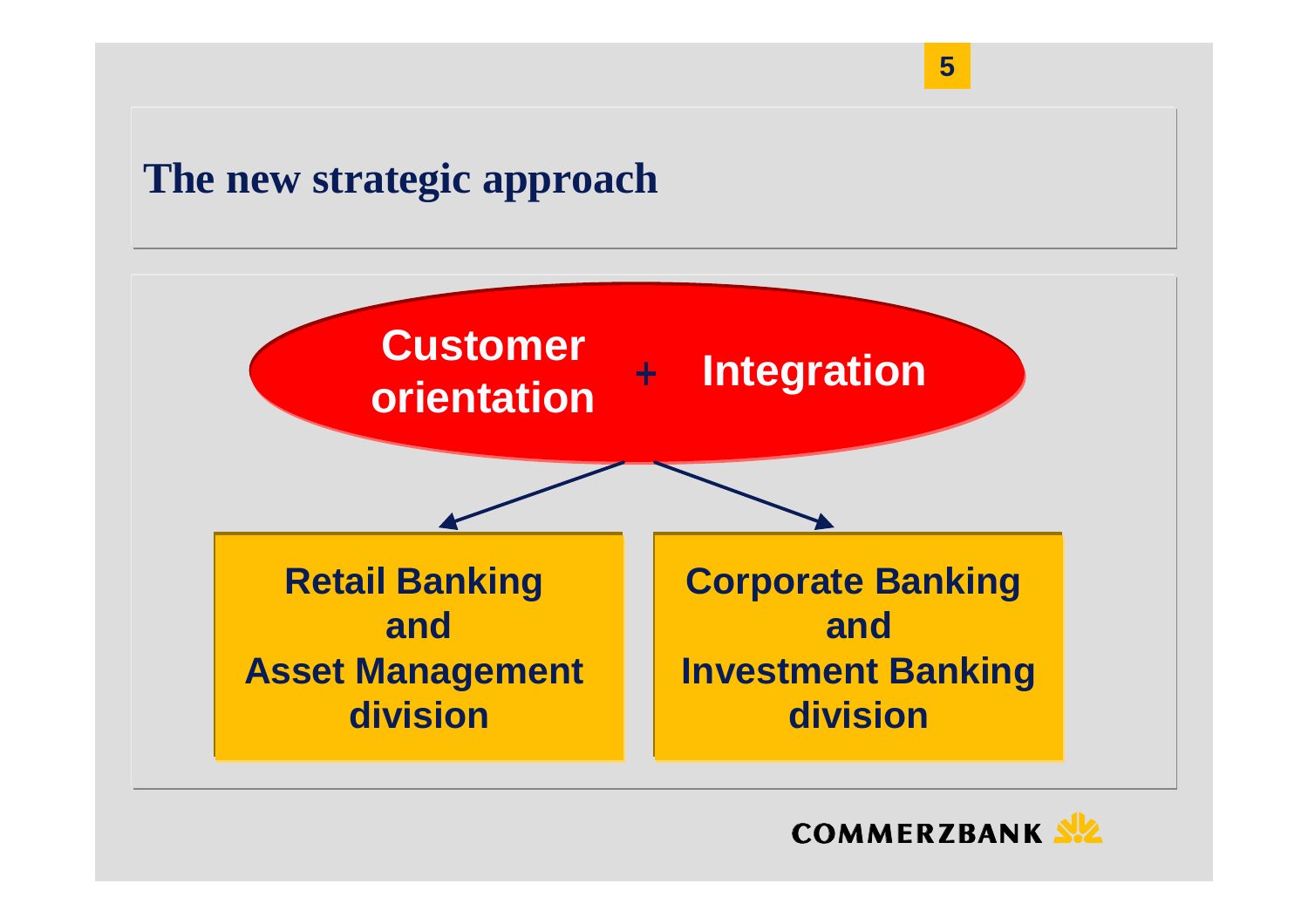# The new strategic approach

**Customer orientation + Integration**

**Retail Banking and Asset Management division**

**Corporate Banking and Investment Banking division**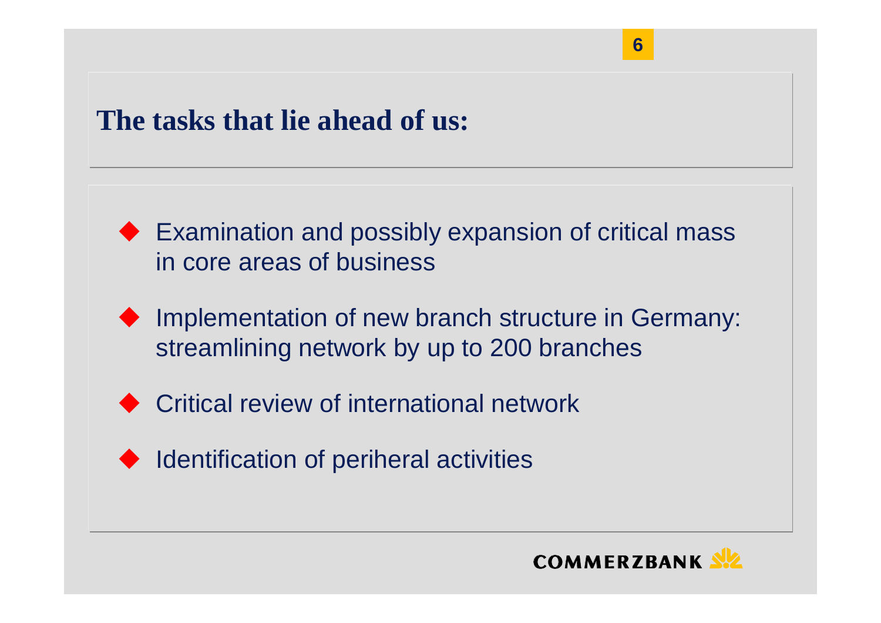# The tasks that lie ahead of us:

- Examination and possibly expansion of critical mass in core areas of business
- Implementation of new branch structure in Germany: streamlining network by up to 200 branches
- Critical review of international network
- Identification of periheral activities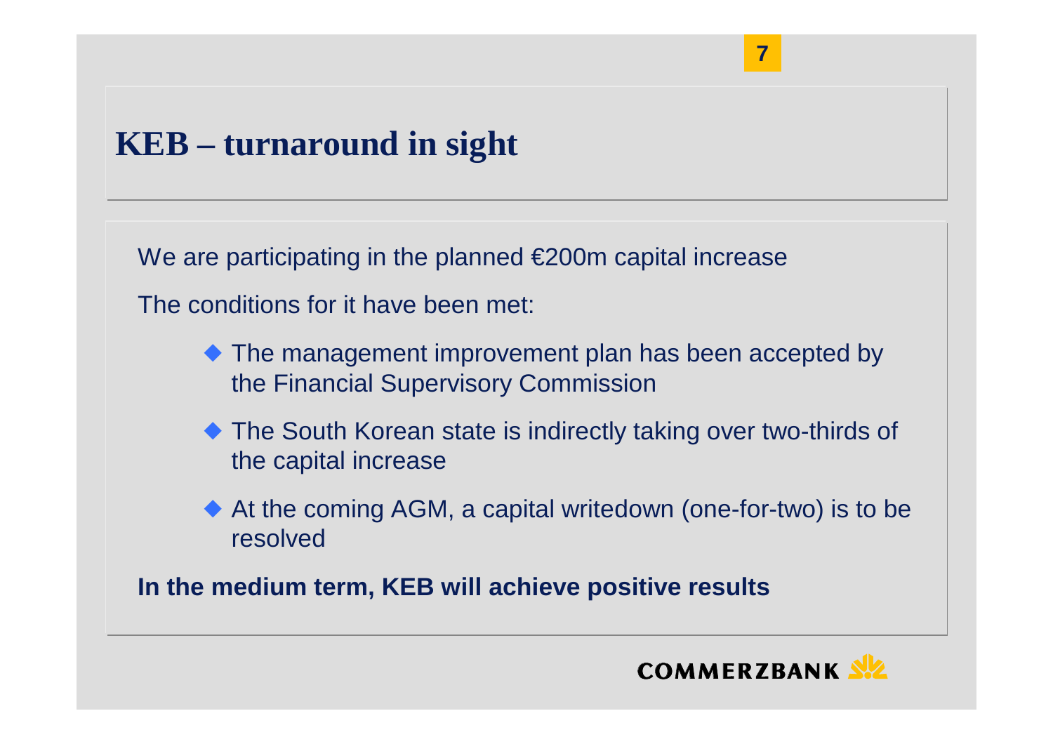# KEB – turnaround in sight

We are participating in the planned €200m capital increase

The conditions for it have been met:

- The management improvement plan has been accepted by the Financial Supervisory Commission
- The South Korean state is indirectly taking over two-thirds of the capital increase
- At the coming AGM, a capital writedown (one-for-two) is to be resolved

**In the medium term, KEB will achieve positive results**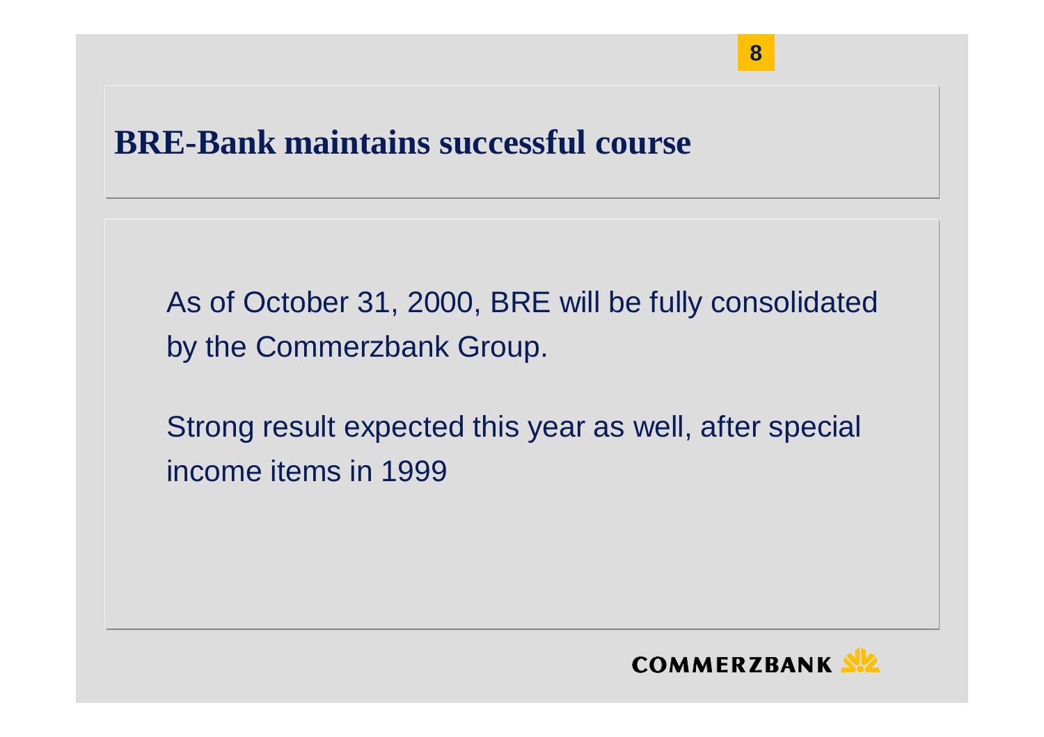# BRE-Bank maintains successful course

As of October 31, 2000, BRE will be fully consolidated by the Commerzbank Group.

Strong result expected this year as well, after special income items in 1999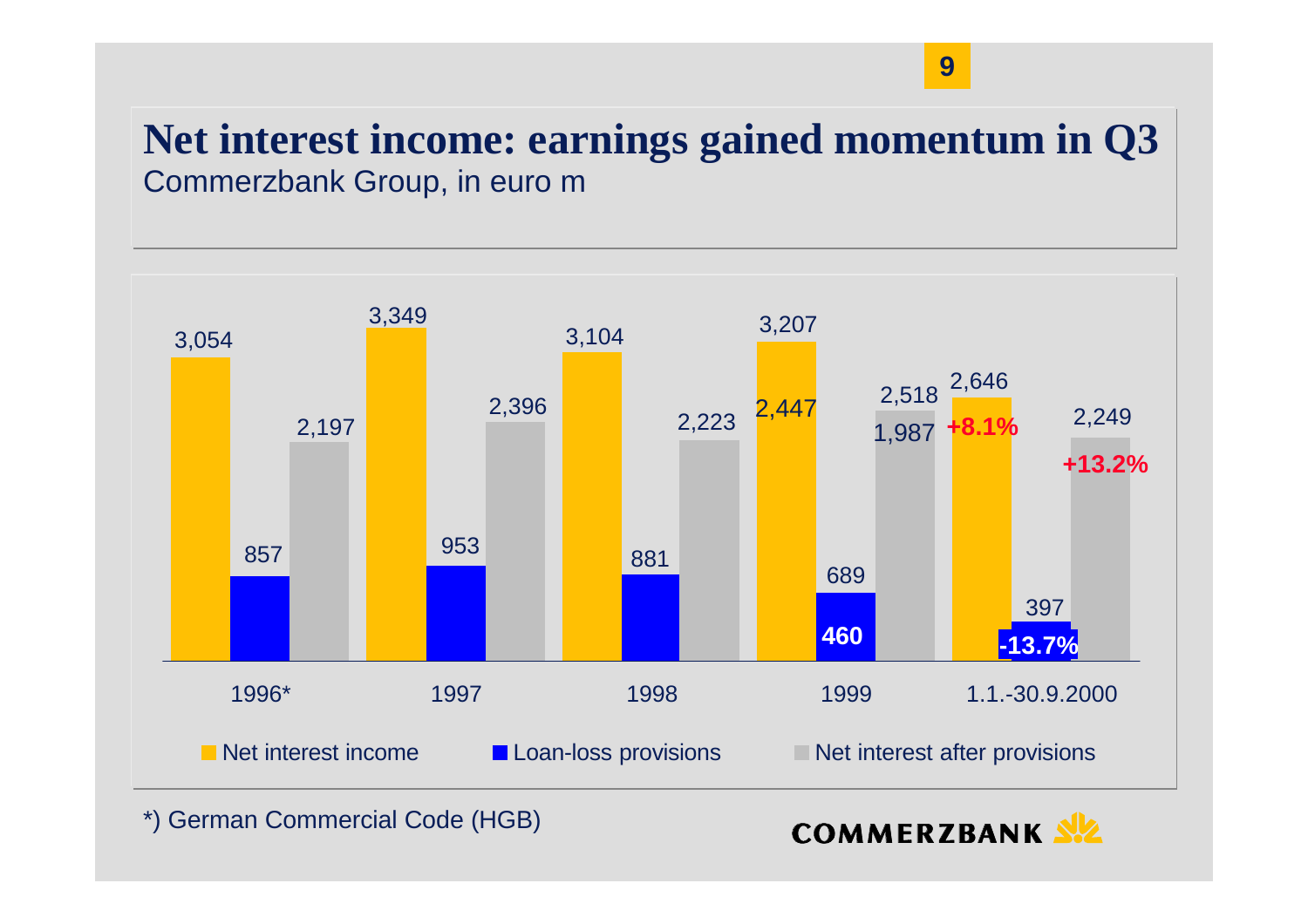# Net interest income: earnings gained momentum in Q3

Commerzbank Group, in euro m

| | 1996* | 1997 | 1998 | 1999 | 1.1.-30.9.2000 |
|---|---|---|---|---|---|
| Net interest income | 3,054 | 3,349 | 3,104 | 3,207 (2,447) | 2,646 (+8.1%) |
| Loan-loss provisions | 857 | 953 | 881 | 689 (460) | 397 (-13.7%) |
| Net interest after provisions | 2,197 | 2,396 | 2,223 | 2,518 (1,987) | 2,249 (+13.2%) |

*) German Commercial Code (HGB)

COMMERZBANK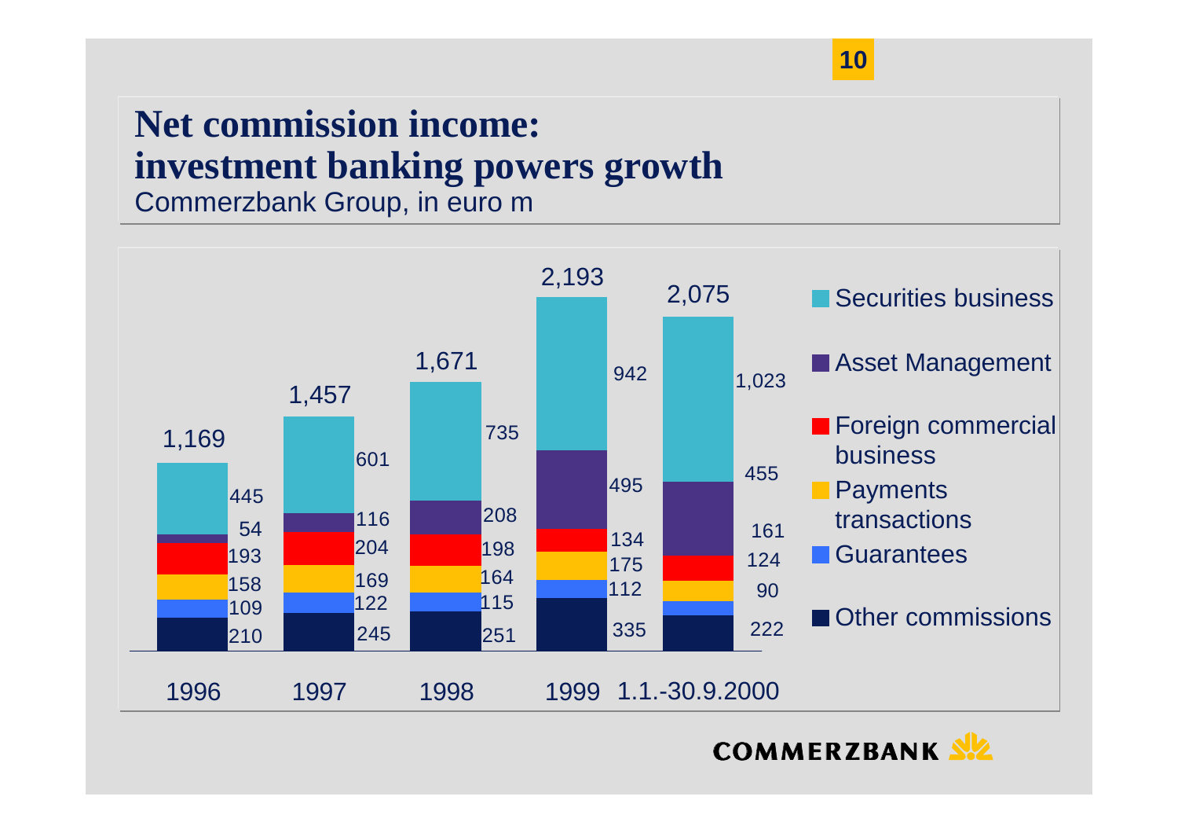# Net commission income: investment banking powers growth

Commerzbank Group, in euro m

| | 1996 | 1997 | 1998 | 1999 | 1.1.-30.9.2000 |
|---|---|---|---|---|---|
| Securities business | 445 | 601 | 735 | 942 | 1,023 |
| Asset Management | 54 | 116 | 208 | 495 | 455 |
| Foreign commercial business | 193 | 204 | 198 | 134 | 161 |
| Payments transactions | 158 | 169 | 164 | 175 | 124 |
| Guarantees | 109 | 122 | 115 | 112 | 90 |
| Other commissions | 210 | 245 | 251 | 335 | 222 |
| **Total** | **1,169** | **1,457** | **1,671** | **2,193** | **2,075** |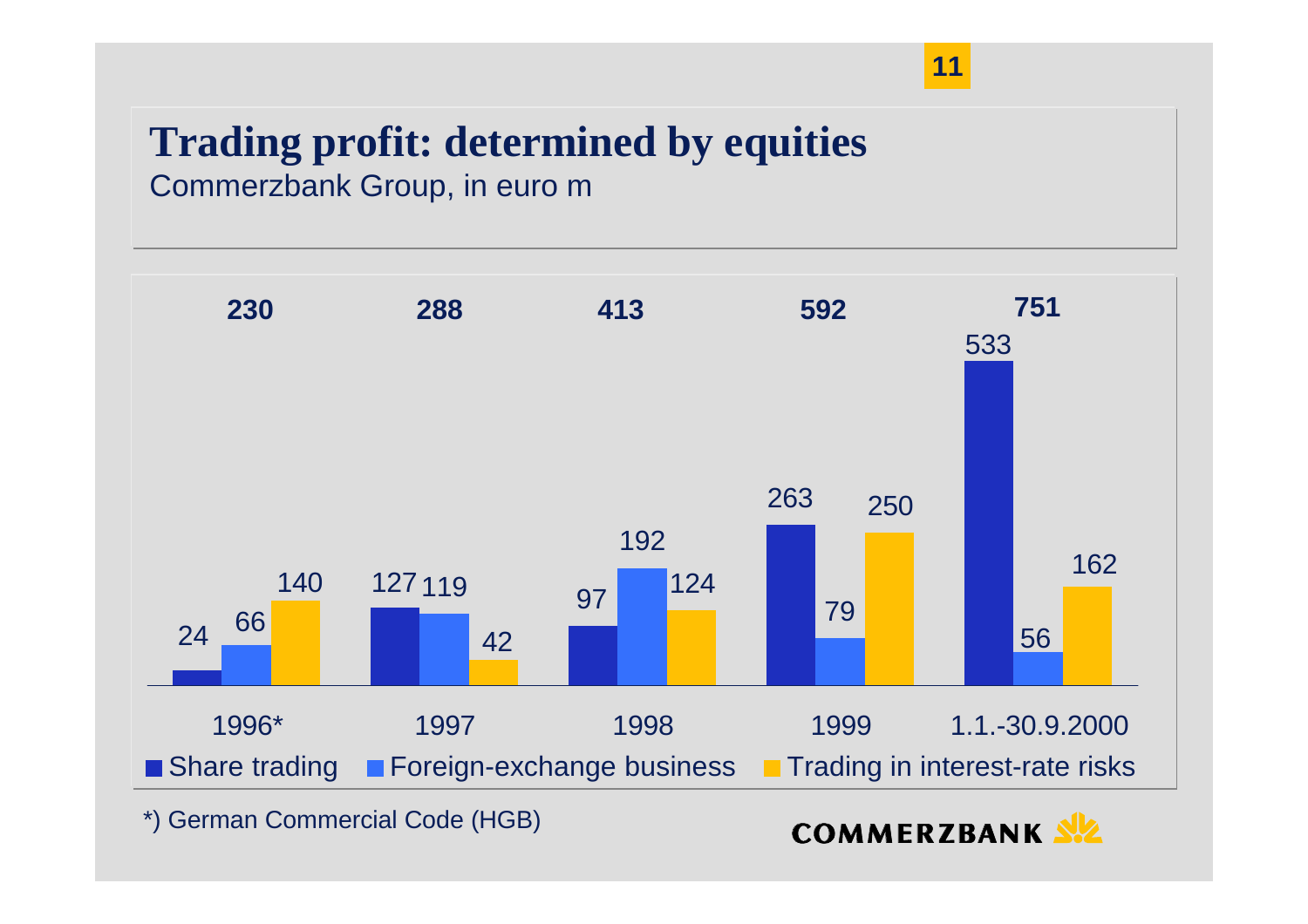# Trading profit: determined by equities

Commerzbank Group, in euro m

| | 1996* | 1997 | 1998 | 1999 | 1.1.-30.9.2000 |
|---|---|---|---|---|---|
| **Total** | **230** | **288** | **413** | **592** | **751** |
| Share trading | 24 | 127 | 97 | 263 | 533 |
| Foreign-exchange business | 66 | 119 | 192 | 79 | 56 |
| Trading in interest-rate risks | 140 | 42 | 124 | 250 | 162 |

*) German Commercial Code (HGB)

COMMERZBANK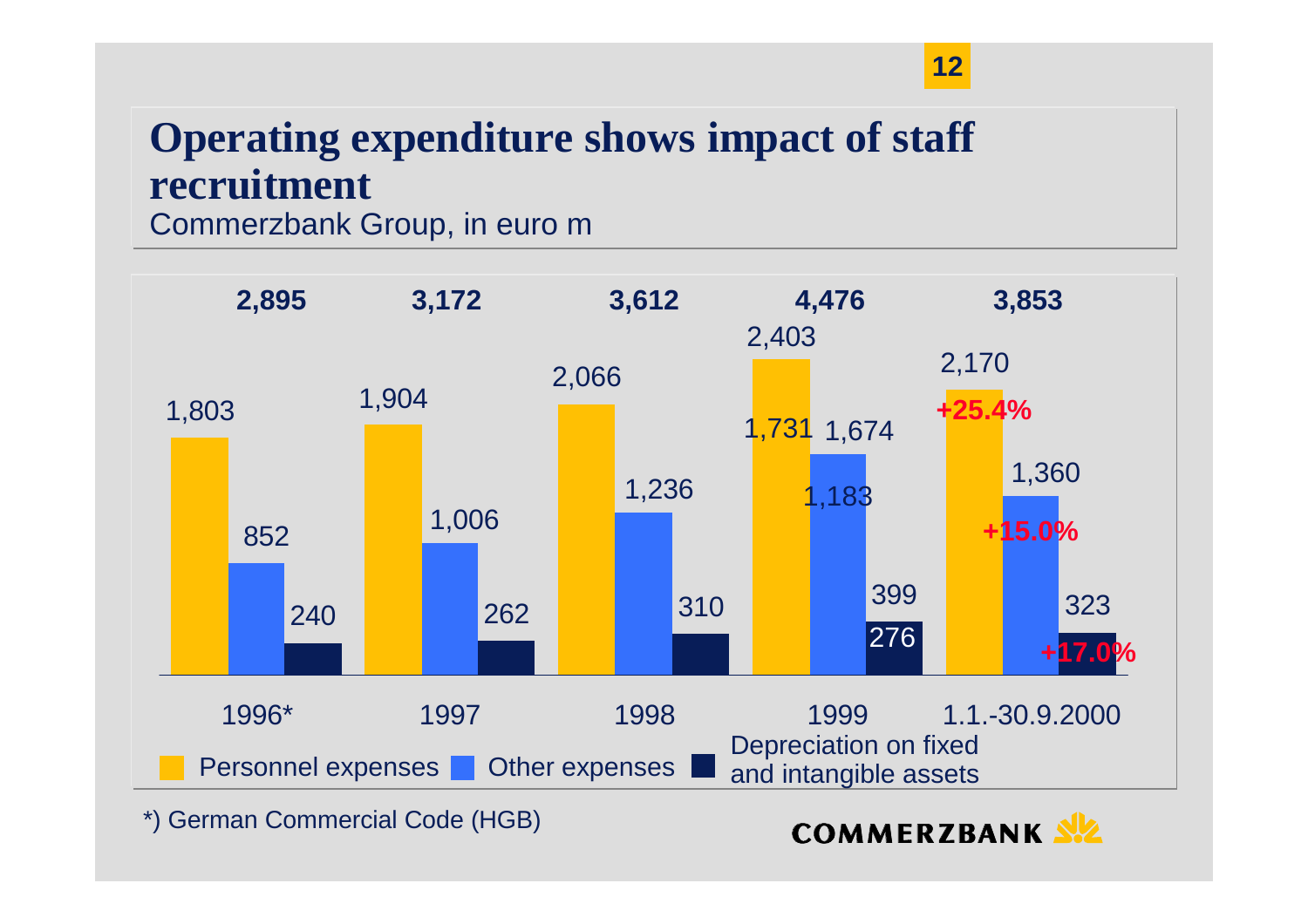# Operating expenditure shows impact of staff recruitment

Commerzbank Group, in euro m

| | 1996* | 1997 | 1998 | 1999 | 1.1.-30.9.2000 |
|---|---|---|---|---|---|
| **Total** | **2,895** | **3,172** | **3,612** | **4,476** | **3,853** |
| Personnel expenses | 1,803 | 1,904 | 2,066 | 2,403 (1,731) | 2,170 **+25.4%** |
| Other expenses | 852 | 1,006 | 1,236 | 1,674 (1,183) | 1,360 **+15.0%** |
| Depreciation on fixed and intangible assets | 240 | 262 | 310 | 399 (276) | 323 **+17.0%** |

*) German Commercial Code (HGB)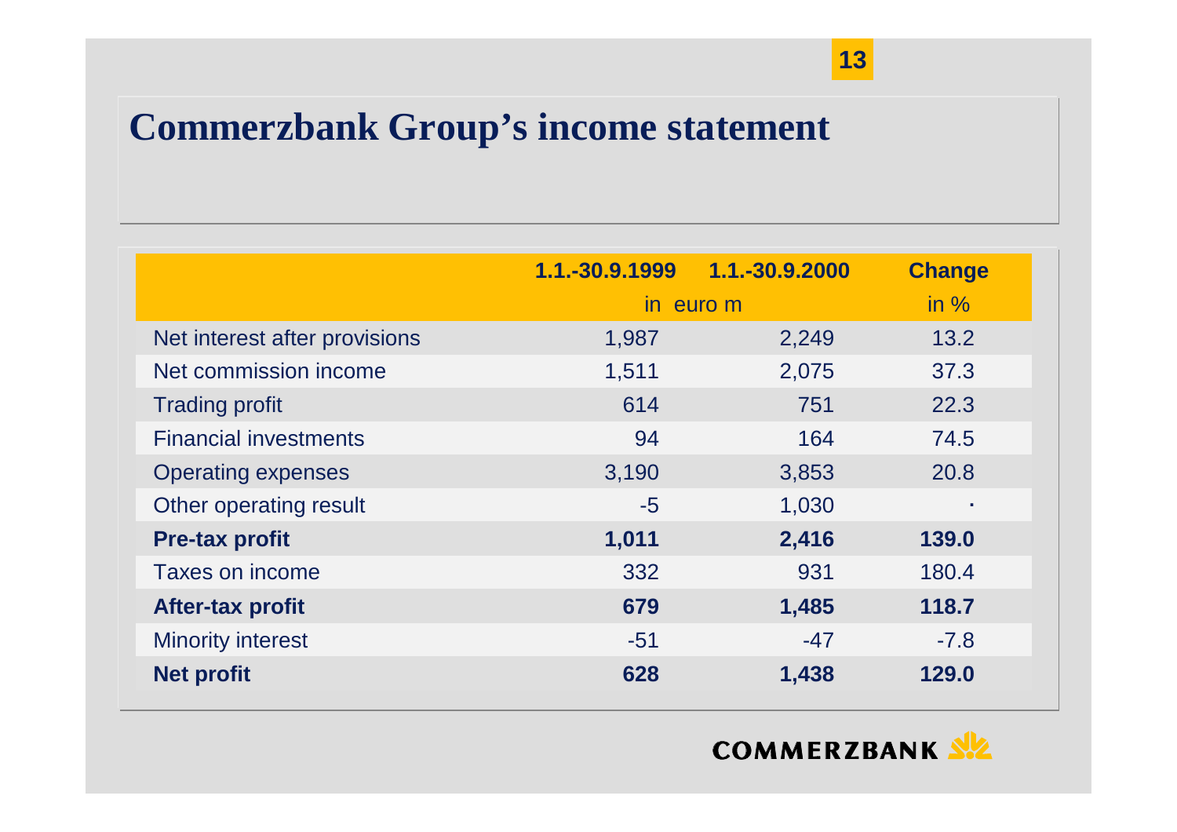# Commerzbank Group’s income statement

| | 1.1.-30.9.1999 | 1.1.-30.9.2000 | Change |
|---|---|---|---|
| | in euro m | | in % |
| Net interest after provisions | 1,987 | 2,249 | 13.2 |
| Net commission income | 1,511 | 2,075 | 37.3 |
| Trading profit | 614 | 751 | 22.3 |
| Financial investments | 94 | 164 | 74.5 |
| Operating expenses | 3,190 | 3,853 | 20.8 |
| Other operating result | -5 | 1,030 | · |
| **Pre-tax profit** | **1,011** | **2,416** | **139.0** |
| Taxes on income | 332 | 931 | 180.4 |
| **After-tax profit** | **679** | **1,485** | **118.7** |
| Minority interest | -51 | -47 | -7.8 |
| **Net profit** | **628** | **1,438** | **129.0** |

COMMERZBANK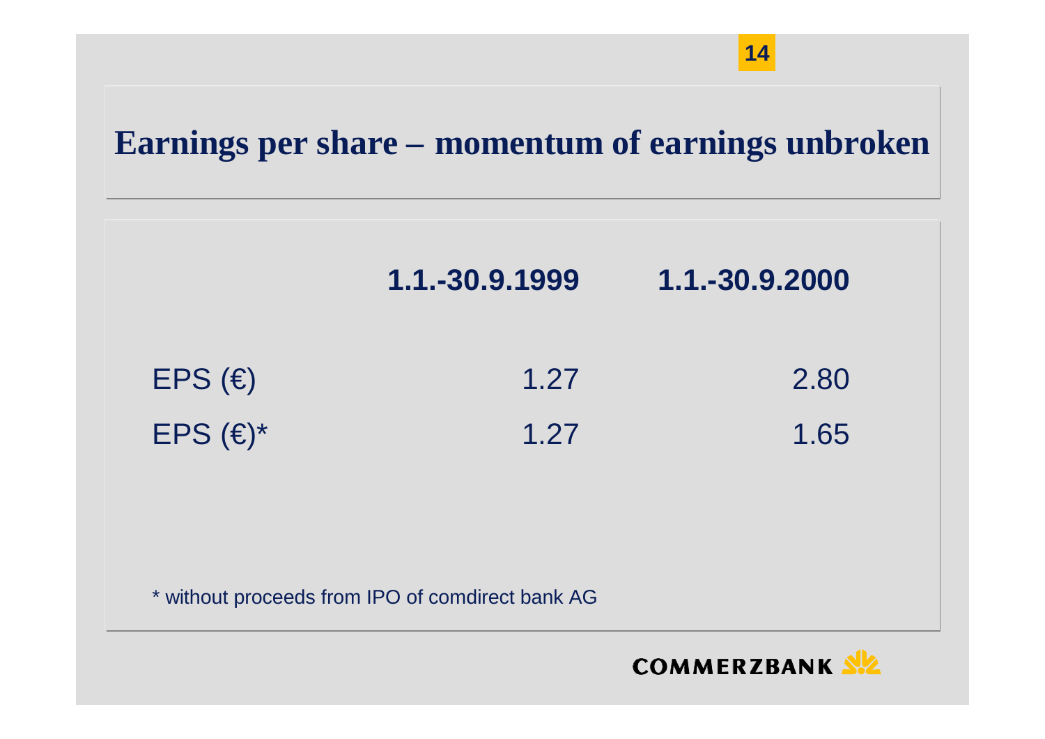# Earnings per share – momentum of earnings unbroken

| | 1.1.-30.9.1999 | 1.1.-30.9.2000 |
|---|---|---|
| EPS (€) | 1.27 | 2.80 |
| EPS (€)* | 1.27 | 1.65 |

* without proceeds from IPO of comdirect bank AG

COMMERZBANK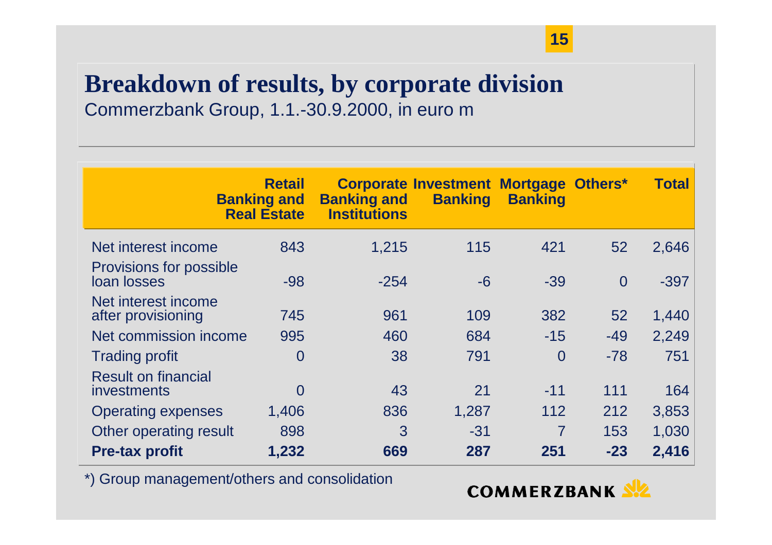# Breakdown of results, by corporate division

Commerzbank Group, 1.1.-30.9.2000, in euro m

| | Retail Banking and Real Estate | Corporate Banking and Institutions | Investment Banking | Mortgage Banking | Others* | Total |
|---|---|---|---|---|---|---|
| Net interest income | 843 | 1,215 | 115 | 421 | 52 | 2,646 |
| Provisions for possible loan losses | -98 | -254 | -6 | -39 | 0 | -397 |
| Net interest income after provisioning | 745 | 961 | 109 | 382 | 52 | 1,440 |
| Net commission income | 995 | 460 | 684 | -15 | -49 | 2,249 |
| Trading profit | 0 | 38 | 791 | 0 | -78 | 751 |
| Result on financial investments | 0 | 43 | 21 | -11 | 111 | 164 |
| Operating expenses | 1,406 | 836 | 1,287 | 112 | 212 | 3,853 |
| Other operating result | 898 | 3 | -31 | 7 | 153 | 1,030 |
| **Pre-tax profit** | **1,232** | **669** | **287** | **251** | **-23** | **2,416** |

*) Group management/others and consolidation

COMMERZBANK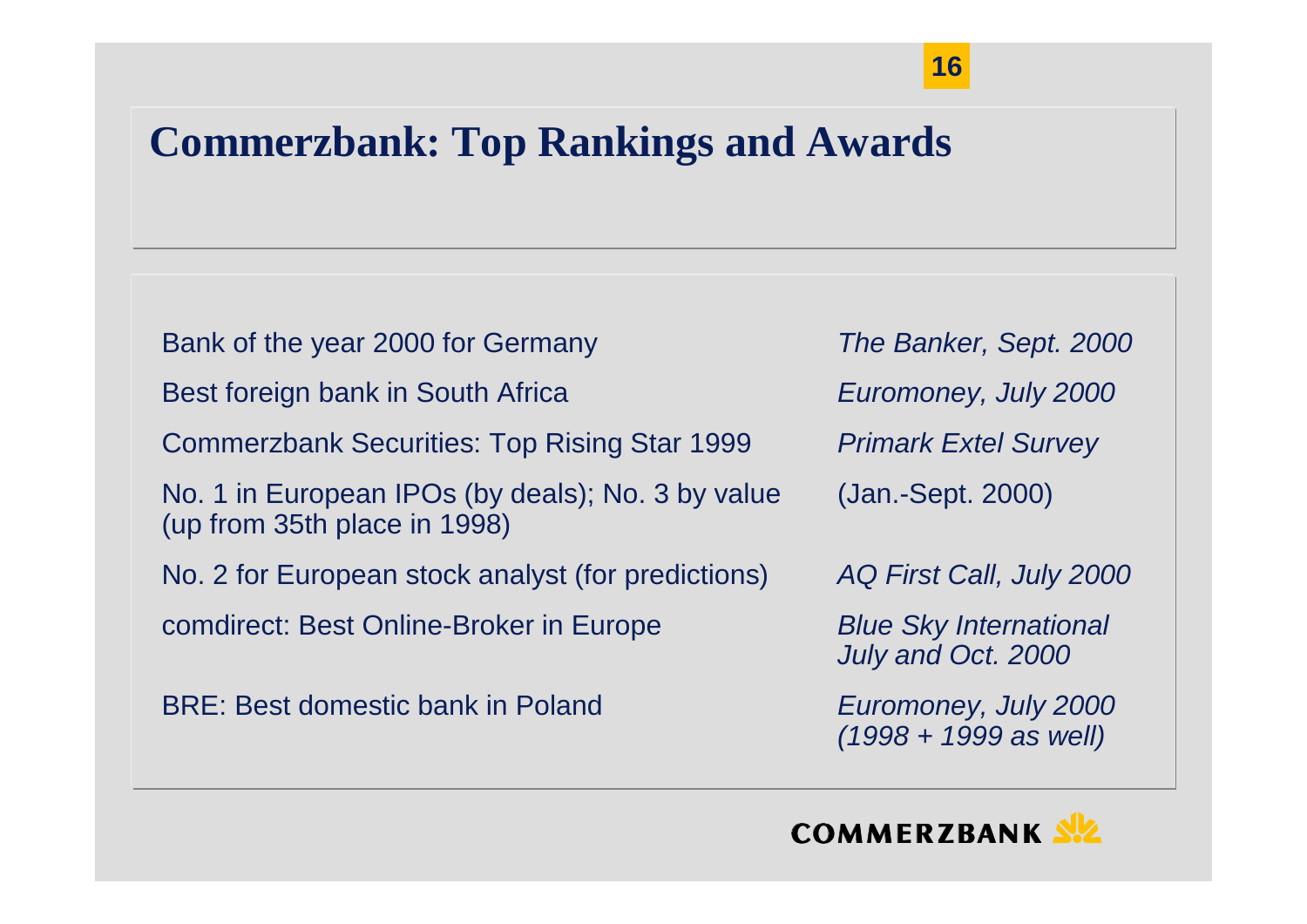# Commerzbank: Top Rankings and Awards

| | |
|---|---|
| Bank of the year 2000 for Germany | *The Banker, Sept. 2000* |
| Best foreign bank in South Africa | *Euromoney, July 2000* |
| Commerzbank Securities: Top Rising Star 1999 | *Primark Extel Survey* |
| No. 1 in European IPOs (by deals); No. 3 by value (up from 35th place in 1998) | (Jan.-Sept. 2000) |
| No. 2 for European stock analyst (for predictions) | *AQ First Call, July 2000* |
| comdirect: Best Online-Broker in Europe | *Blue Sky International July and Oct. 2000* |
| BRE: Best domestic bank in Poland | *Euromoney, July 2000 (1998 + 1999 as well)* |

COMMERZBANK